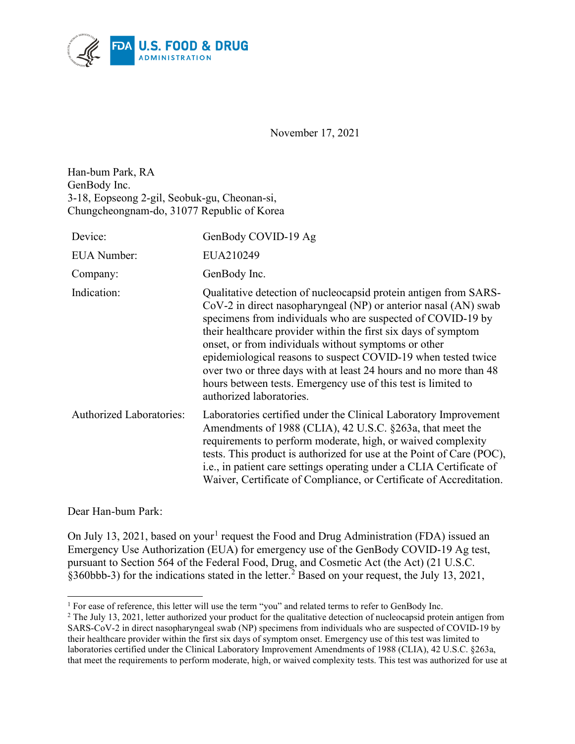November 17, 2021

Han-bum Park, RA
GenBody Inc.
3-18, Eopseong 2-gil, Seobuk-gu, Cheonan-si,
Chungcheongnam-do, 31077 Republic of Korea

| | |
|---|---|
| Device: | GenBody COVID-19 Ag |
| EUA Number: | EUA210249 |
| Company: | GenBody Inc. |
| Indication: | Qualitative detection of nucleocapsid protein antigen from SARS-CoV-2 in direct nasopharyngeal (NP) or anterior nasal (AN) swab specimens from individuals who are suspected of COVID-19 by their healthcare provider within the first six days of symptom onset, or from individuals without symptoms or other epidemiological reasons to suspect COVID-19 when tested twice over two or three days with at least 24 hours and no more than 48 hours between tests. Emergency use of this test is limited to authorized laboratories. |
| Authorized Laboratories: | Laboratories certified under the Clinical Laboratory Improvement Amendments of 1988 (CLIA), 42 U.S.C. §263a, that meet the requirements to perform moderate, high, or waived complexity tests. This product is authorized for use at the Point of Care (POC), i.e., in patient care settings operating under a CLIA Certificate of Waiver, Certificate of Compliance, or Certificate of Accreditation. |

Dear Han-bum Park:

On July 13, 2021, based on your[1] request the Food and Drug Administration (FDA) issued an Emergency Use Authorization (EUA) for emergency use of the GenBody COVID-19 Ag test, pursuant to Section 564 of the Federal Food, Drug, and Cosmetic Act (the Act) (21 U.S.C. §360bbb-3) for the indications stated in the letter.[2] Based on your request, the July 13, 2021,

---

[1] For ease of reference, this letter will use the term "you" and related terms to refer to GenBody Inc.

[2] The July 13, 2021, letter authorized your product for the qualitative detection of nucleocapsid protein antigen from SARS-CoV-2 in direct nasopharyngeal swab (NP) specimens from individuals who are suspected of COVID-19 by their healthcare provider within the first six days of symptom onset. Emergency use of this test was limited to laboratories certified under the Clinical Laboratory Improvement Amendments of 1988 (CLIA), 42 U.S.C. §263a, that meet the requirements to perform moderate, high, or waived complexity tests. This test was authorized for use at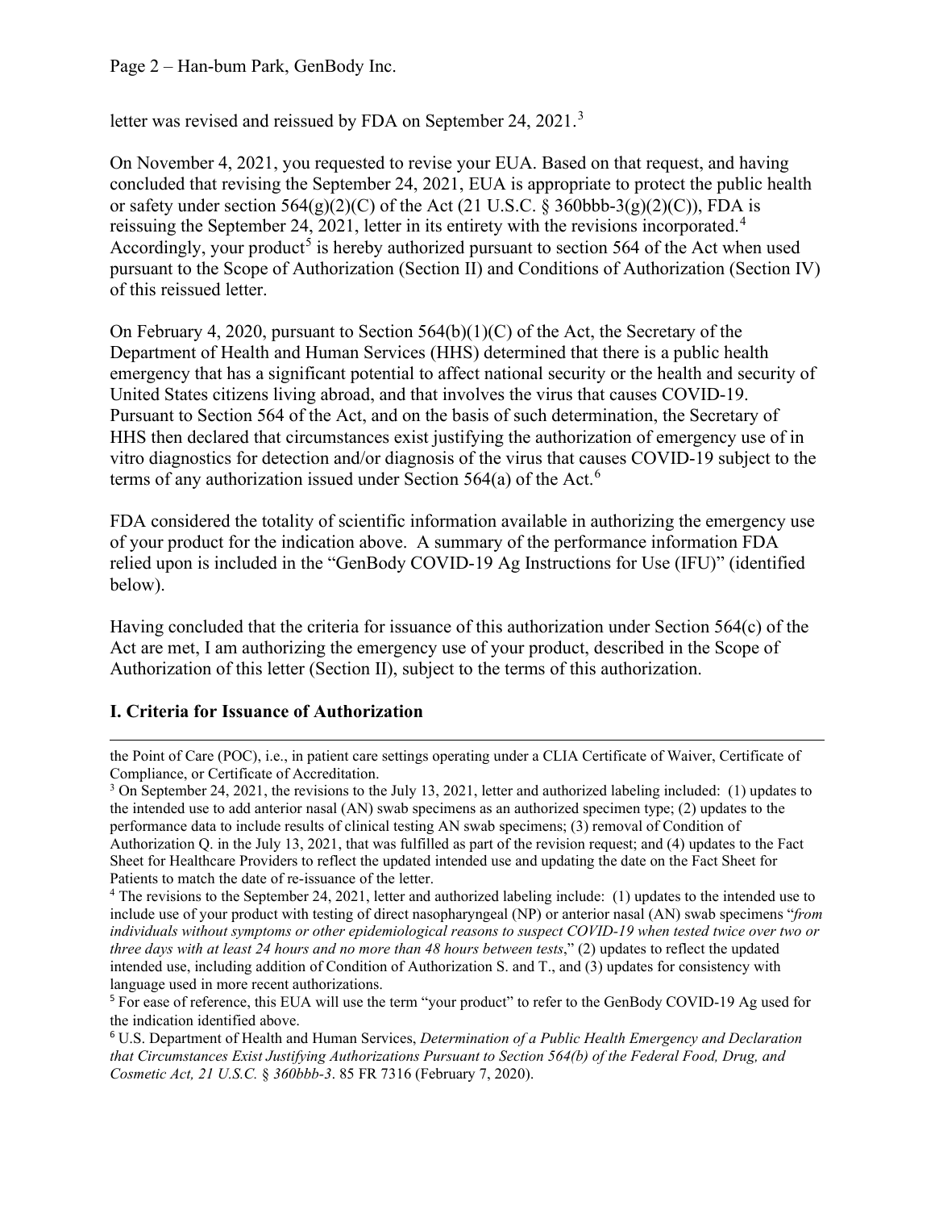letter was revised and reissued by FDA on September 24, 2021.[3]

On November 4, 2021, you requested to revise your EUA. Based on that request, and having concluded that revising the September 24, 2021, EUA is appropriate to protect the public health or safety under section 564(g)(2)(C) of the Act (21 U.S.C. § 360bbb-3(g)(2)(C)), FDA is reissuing the September 24, 2021, letter in its entirety with the revisions incorporated.[4] Accordingly, your product[5] is hereby authorized pursuant to section 564 of the Act when used pursuant to the Scope of Authorization (Section II) and Conditions of Authorization (Section IV) of this reissued letter.

On February 4, 2020, pursuant to Section 564(b)(1)(C) of the Act, the Secretary of the Department of Health and Human Services (HHS) determined that there is a public health emergency that has a significant potential to affect national security or the health and security of United States citizens living abroad, and that involves the virus that causes COVID-19. Pursuant to Section 564 of the Act, and on the basis of such determination, the Secretary of HHS then declared that circumstances exist justifying the authorization of emergency use of in vitro diagnostics for detection and/or diagnosis of the virus that causes COVID-19 subject to the terms of any authorization issued under Section 564(a) of the Act.[6]

FDA considered the totality of scientific information available in authorizing the emergency use of your product for the indication above. A summary of the performance information FDA relied upon is included in the "GenBody COVID-19 Ag Instructions for Use (IFU)" (identified below).

Having concluded that the criteria for issuance of this authorization under Section 564(c) of the Act are met, I am authorizing the emergency use of your product, described in the Scope of Authorization of this letter (Section II), subject to the terms of this authorization.

## I. Criteria for Issuance of Authorization

---

the Point of Care (POC), i.e., in patient care settings operating under a CLIA Certificate of Waiver, Certificate of Compliance, or Certificate of Accreditation.

[3] On September 24, 2021, the revisions to the July 13, 2021, letter and authorized labeling included: (1) updates to the intended use to add anterior nasal (AN) swab specimens as an authorized specimen type; (2) updates to the performance data to include results of clinical testing AN swab specimens; (3) removal of Condition of Authorization Q. in the July 13, 2021, that was fulfilled as part of the revision request; and (4) updates to the Fact Sheet for Healthcare Providers to reflect the updated intended use and updating the date on the Fact Sheet for Patients to match the date of re-issuance of the letter.

[4] The revisions to the September 24, 2021, letter and authorized labeling include: (1) updates to the intended use to include use of your product with testing of direct nasopharyngeal (NP) or anterior nasal (AN) swab specimens "*from individuals without symptoms or other epidemiological reasons to suspect COVID-19 when tested twice over two or three days with at least 24 hours and no more than 48 hours between tests*," (2) updates to reflect the updated intended use, including addition of Condition of Authorization S. and T., and (3) updates for consistency with language used in more recent authorizations.

[5] For ease of reference, this EUA will use the term "your product" to refer to the GenBody COVID-19 Ag used for the indication identified above.

[6] U.S. Department of Health and Human Services, *Determination of a Public Health Emergency and Declaration that Circumstances Exist Justifying Authorizations Pursuant to Section 564(b) of the Federal Food, Drug, and Cosmetic Act, 21 U.S.C.* § *360bbb-3*. 85 FR 7316 (February 7, 2020).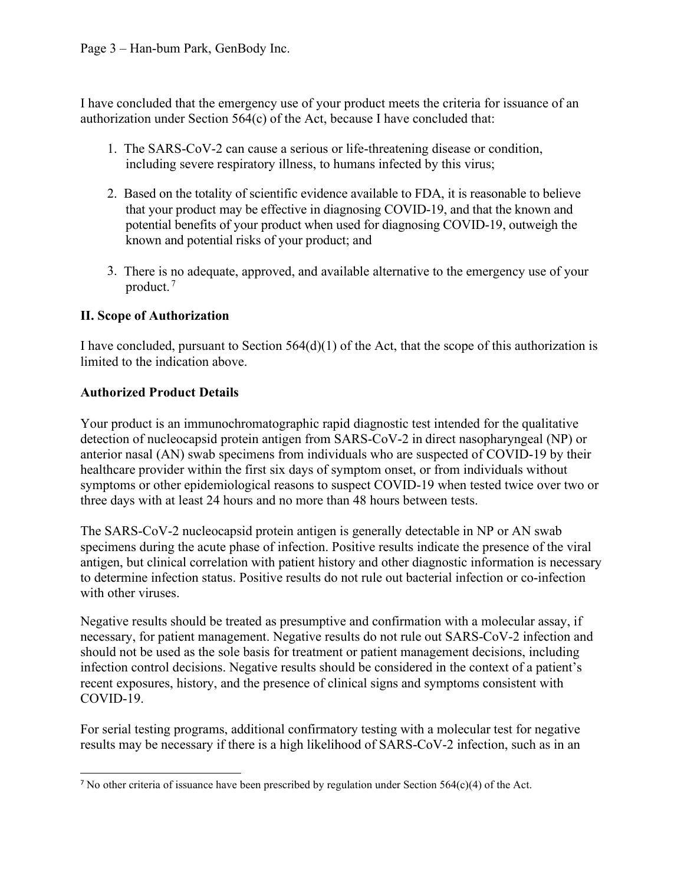I have concluded that the emergency use of your product meets the criteria for issuance of an authorization under Section 564(c) of the Act, because I have concluded that:

1. The SARS-CoV-2 can cause a serious or life-threatening disease or condition, including severe respiratory illness, to humans infected by this virus;

2. Based on the totality of scientific evidence available to FDA, it is reasonable to believe that your product may be effective in diagnosing COVID-19, and that the known and potential benefits of your product when used for diagnosing COVID-19, outweigh the known and potential risks of your product; and

3. There is no adequate, approved, and available alternative to the emergency use of your product.[7]

## II. Scope of Authorization

I have concluded, pursuant to Section 564(d)(1) of the Act, that the scope of this authorization is limited to the indication above.

### Authorized Product Details

Your product is an immunochromatographic rapid diagnostic test intended for the qualitative detection of nucleocapsid protein antigen from SARS-CoV-2 in direct nasopharyngeal (NP) or anterior nasal (AN) swab specimens from individuals who are suspected of COVID-19 by their healthcare provider within the first six days of symptom onset, or from individuals without symptoms or other epidemiological reasons to suspect COVID-19 when tested twice over two or three days with at least 24 hours and no more than 48 hours between tests.

The SARS-CoV-2 nucleocapsid protein antigen is generally detectable in NP or AN swab specimens during the acute phase of infection. Positive results indicate the presence of the viral antigen, but clinical correlation with patient history and other diagnostic information is necessary to determine infection status. Positive results do not rule out bacterial infection or co-infection with other viruses.

Negative results should be treated as presumptive and confirmation with a molecular assay, if necessary, for patient management. Negative results do not rule out SARS-CoV-2 infection and should not be used as the sole basis for treatment or patient management decisions, including infection control decisions. Negative results should be considered in the context of a patient's recent exposures, history, and the presence of clinical signs and symptoms consistent with COVID-19.

For serial testing programs, additional confirmatory testing with a molecular test for negative results may be necessary if there is a high likelihood of SARS-CoV-2 infection, such as in an

[7] No other criteria of issuance have been prescribed by regulation under Section 564(c)(4) of the Act.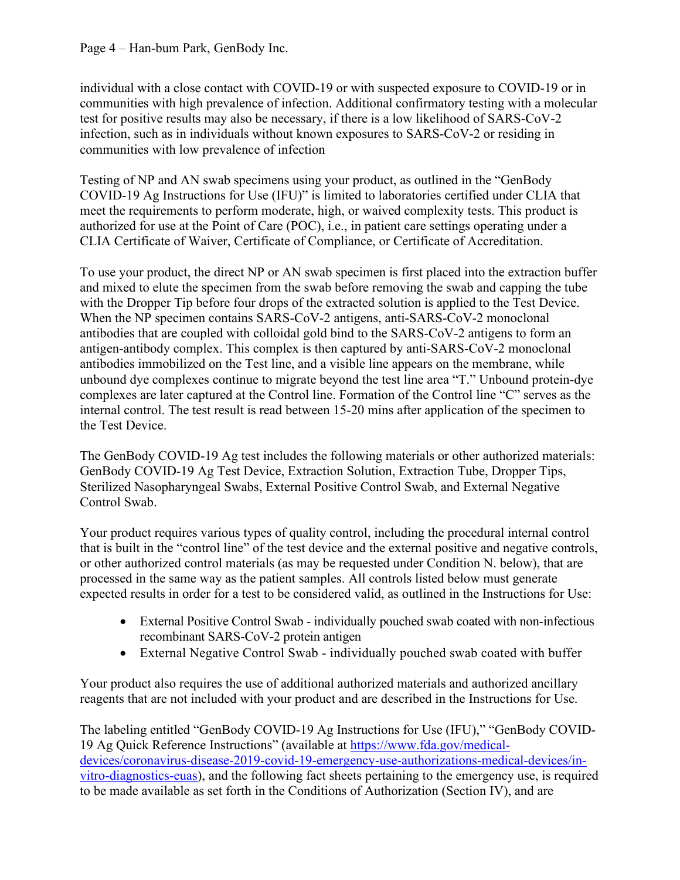individual with a close contact with COVID-19 or with suspected exposure to COVID-19 or in communities with high prevalence of infection. Additional confirmatory testing with a molecular test for positive results may also be necessary, if there is a low likelihood of SARS-CoV-2 infection, such as in individuals without known exposures to SARS-CoV-2 or residing in communities with low prevalence of infection

Testing of NP and AN swab specimens using your product, as outlined in the "GenBody COVID-19 Ag Instructions for Use (IFU)" is limited to laboratories certified under CLIA that meet the requirements to perform moderate, high, or waived complexity tests. This product is authorized for use at the Point of Care (POC), i.e., in patient care settings operating under a CLIA Certificate of Waiver, Certificate of Compliance, or Certificate of Accreditation.

To use your product, the direct NP or AN swab specimen is first placed into the extraction buffer and mixed to elute the specimen from the swab before removing the swab and capping the tube with the Dropper Tip before four drops of the extracted solution is applied to the Test Device. When the NP specimen contains SARS-CoV-2 antigens, anti-SARS-CoV-2 monoclonal antibodies that are coupled with colloidal gold bind to the SARS-CoV-2 antigens to form an antigen-antibody complex. This complex is then captured by anti-SARS-CoV-2 monoclonal antibodies immobilized on the Test line, and a visible line appears on the membrane, while unbound dye complexes continue to migrate beyond the test line area "T." Unbound protein-dye complexes are later captured at the Control line. Formation of the Control line "C" serves as the internal control. The test result is read between 15-20 mins after application of the specimen to the Test Device.

The GenBody COVID-19 Ag test includes the following materials or other authorized materials: GenBody COVID-19 Ag Test Device, Extraction Solution, Extraction Tube, Dropper Tips, Sterilized Nasopharyngeal Swabs, External Positive Control Swab, and External Negative Control Swab.

Your product requires various types of quality control, including the procedural internal control that is built in the "control line" of the test device and the external positive and negative controls, or other authorized control materials (as may be requested under Condition N. below), that are processed in the same way as the patient samples. All controls listed below must generate expected results in order for a test to be considered valid, as outlined in the Instructions for Use:

- External Positive Control Swab - individually pouched swab coated with non-infectious recombinant SARS-CoV-2 protein antigen
- External Negative Control Swab - individually pouched swab coated with buffer

Your product also requires the use of additional authorized materials and authorized ancillary reagents that are not included with your product and are described in the Instructions for Use.

The labeling entitled "GenBody COVID-19 Ag Instructions for Use (IFU)," "GenBody COVID-19 Ag Quick Reference Instructions" (available at https://www.fda.gov/medical-devices/coronavirus-disease-2019-covid-19-emergency-use-authorizations-medical-devices/in-vitro-diagnostics-euas), and the following fact sheets pertaining to the emergency use, is required to be made available as set forth in the Conditions of Authorization (Section IV), and are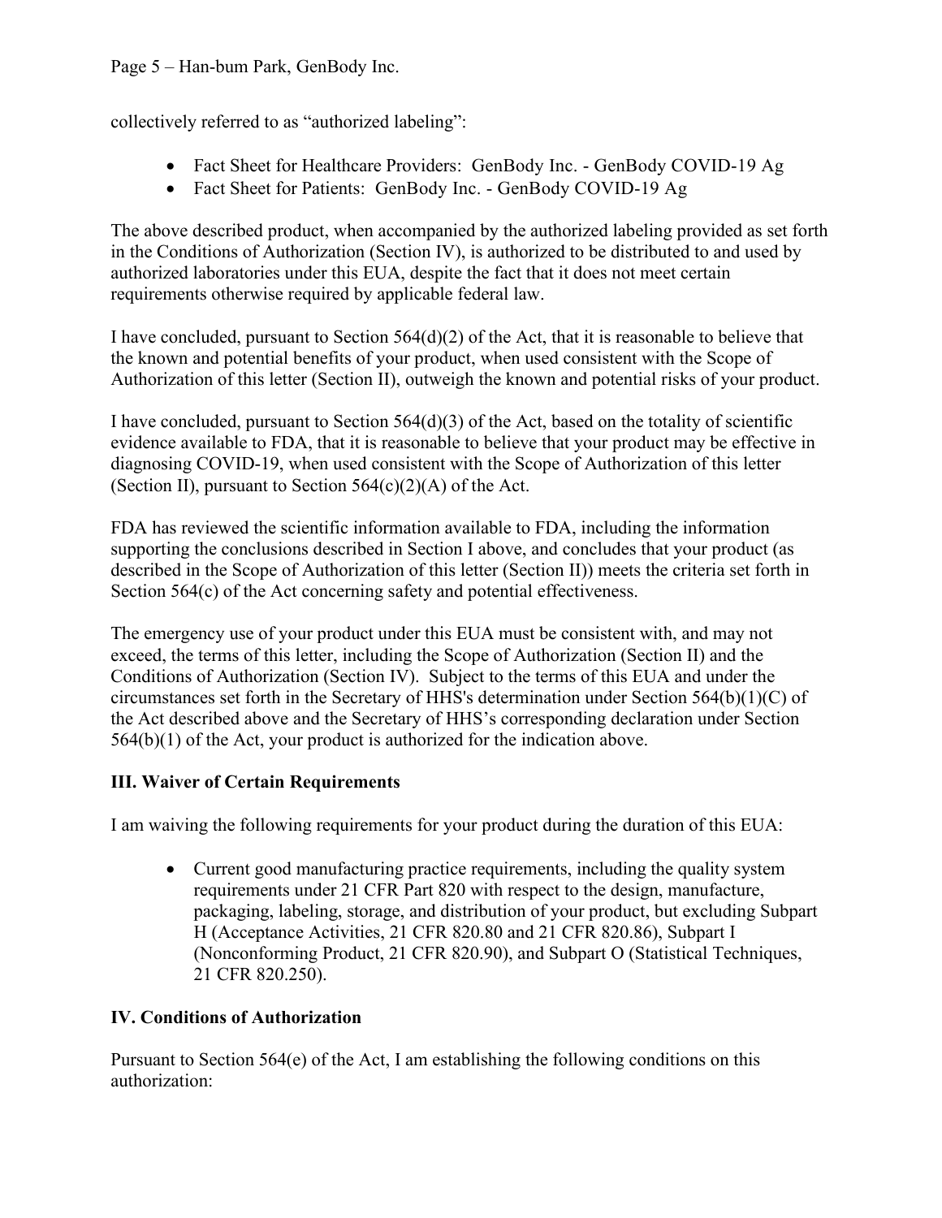collectively referred to as "authorized labeling":

- Fact Sheet for Healthcare Providers: GenBody Inc. - GenBody COVID-19 Ag
- Fact Sheet for Patients: GenBody Inc. - GenBody COVID-19 Ag

The above described product, when accompanied by the authorized labeling provided as set forth in the Conditions of Authorization (Section IV), is authorized to be distributed to and used by authorized laboratories under this EUA, despite the fact that it does not meet certain requirements otherwise required by applicable federal law.

I have concluded, pursuant to Section 564(d)(2) of the Act, that it is reasonable to believe that the known and potential benefits of your product, when used consistent with the Scope of Authorization of this letter (Section II), outweigh the known and potential risks of your product.

I have concluded, pursuant to Section 564(d)(3) of the Act, based on the totality of scientific evidence available to FDA, that it is reasonable to believe that your product may be effective in diagnosing COVID-19, when used consistent with the Scope of Authorization of this letter (Section II), pursuant to Section 564(c)(2)(A) of the Act.

FDA has reviewed the scientific information available to FDA, including the information supporting the conclusions described in Section I above, and concludes that your product (as described in the Scope of Authorization of this letter (Section II)) meets the criteria set forth in Section 564(c) of the Act concerning safety and potential effectiveness.

The emergency use of your product under this EUA must be consistent with, and may not exceed, the terms of this letter, including the Scope of Authorization (Section II) and the Conditions of Authorization (Section IV). Subject to the terms of this EUA and under the circumstances set forth in the Secretary of HHS's determination under Section 564(b)(1)(C) of the Act described above and the Secretary of HHS's corresponding declaration under Section 564(b)(1) of the Act, your product is authorized for the indication above.

## III. Waiver of Certain Requirements

I am waiving the following requirements for your product during the duration of this EUA:

- Current good manufacturing practice requirements, including the quality system requirements under 21 CFR Part 820 with respect to the design, manufacture, packaging, labeling, storage, and distribution of your product, but excluding Subpart H (Acceptance Activities, 21 CFR 820.80 and 21 CFR 820.86), Subpart I (Nonconforming Product, 21 CFR 820.90), and Subpart O (Statistical Techniques, 21 CFR 820.250).

## IV. Conditions of Authorization

Pursuant to Section 564(e) of the Act, I am establishing the following conditions on this authorization: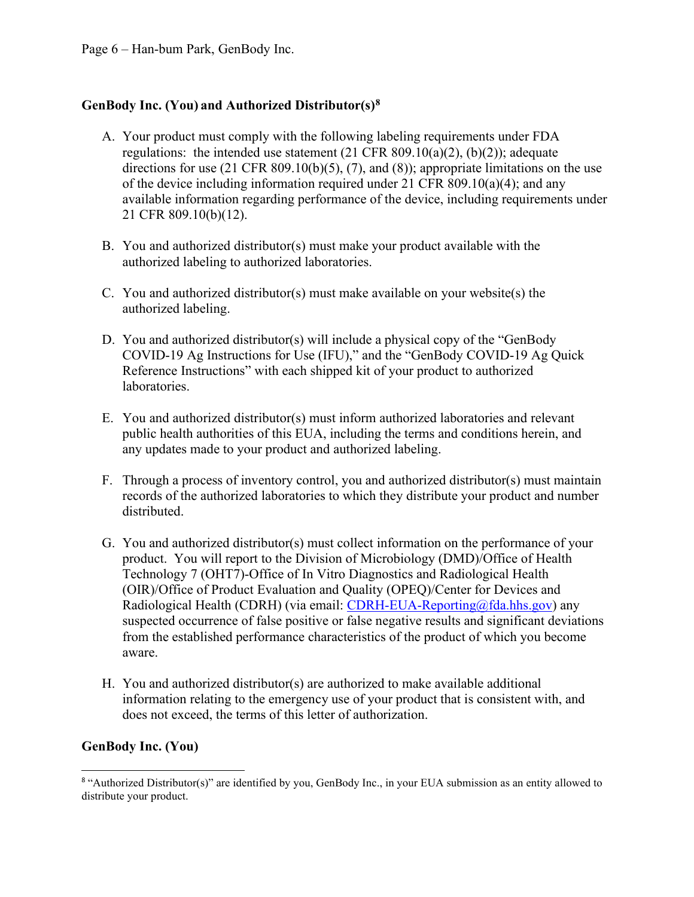**GenBody Inc. (You) and Authorized Distributor(s)[8]**

A. Your product must comply with the following labeling requirements under FDA regulations: the intended use statement (21 CFR 809.10(a)(2), (b)(2)); adequate directions for use (21 CFR 809.10(b)(5), (7), and (8)); appropriate limitations on the use of the device including information required under 21 CFR 809.10(a)(4); and any available information regarding performance of the device, including requirements under 21 CFR 809.10(b)(12).

B. You and authorized distributor(s) must make your product available with the authorized labeling to authorized laboratories.

C. You and authorized distributor(s) must make available on your website(s) the authorized labeling.

D. You and authorized distributor(s) will include a physical copy of the "GenBody COVID-19 Ag Instructions for Use (IFU)," and the "GenBody COVID-19 Ag Quick Reference Instructions" with each shipped kit of your product to authorized laboratories.

E. You and authorized distributor(s) must inform authorized laboratories and relevant public health authorities of this EUA, including the terms and conditions herein, and any updates made to your product and authorized labeling.

F. Through a process of inventory control, you and authorized distributor(s) must maintain records of the authorized laboratories to which they distribute your product and number distributed.

G. You and authorized distributor(s) must collect information on the performance of your product. You will report to the Division of Microbiology (DMD)/Office of Health Technology 7 (OHT7)-Office of In Vitro Diagnostics and Radiological Health (OIR)/Office of Product Evaluation and Quality (OPEQ)/Center for Devices and Radiological Health (CDRH) (via email: CDRH-EUA-Reporting@fda.hhs.gov) any suspected occurrence of false positive or false negative results and significant deviations from the established performance characteristics of the product of which you become aware.

H. You and authorized distributor(s) are authorized to make available additional information relating to the emergency use of your product that is consistent with, and does not exceed, the terms of this letter of authorization.

**GenBody Inc. (You)**

[8] "Authorized Distributor(s)" are identified by you, GenBody Inc., in your EUA submission as an entity allowed to distribute your product.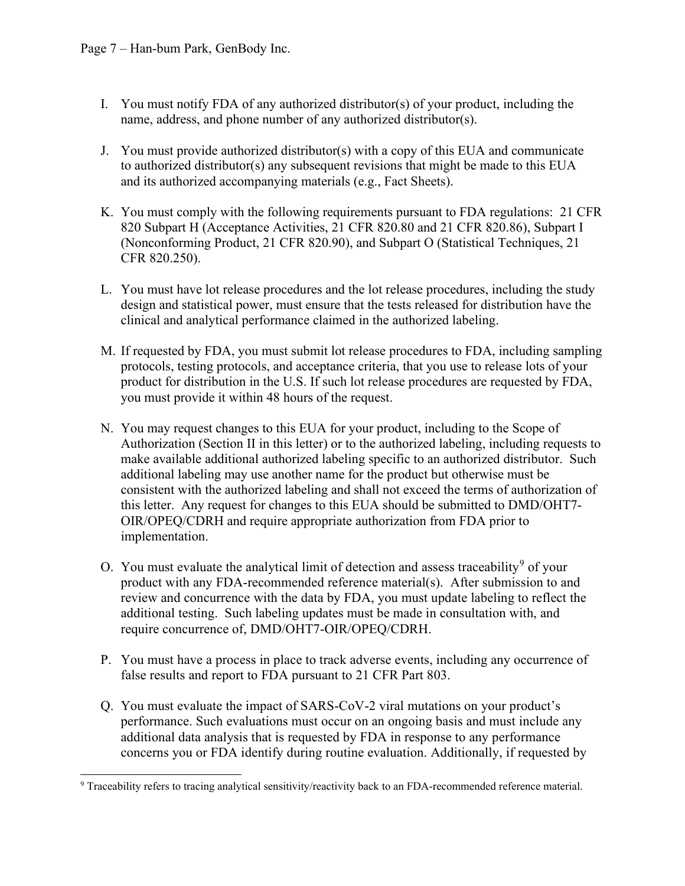I. You must notify FDA of any authorized distributor(s) of your product, including the name, address, and phone number of any authorized distributor(s).

J. You must provide authorized distributor(s) with a copy of this EUA and communicate to authorized distributor(s) any subsequent revisions that might be made to this EUA and its authorized accompanying materials (e.g., Fact Sheets).

K. You must comply with the following requirements pursuant to FDA regulations: 21 CFR 820 Subpart H (Acceptance Activities, 21 CFR 820.80 and 21 CFR 820.86), Subpart I (Nonconforming Product, 21 CFR 820.90), and Subpart O (Statistical Techniques, 21 CFR 820.250).

L. You must have lot release procedures and the lot release procedures, including the study design and statistical power, must ensure that the tests released for distribution have the clinical and analytical performance claimed in the authorized labeling.

M. If requested by FDA, you must submit lot release procedures to FDA, including sampling protocols, testing protocols, and acceptance criteria, that you use to release lots of your product for distribution in the U.S. If such lot release procedures are requested by FDA, you must provide it within 48 hours of the request.

N. You may request changes to this EUA for your product, including to the Scope of Authorization (Section II in this letter) or to the authorized labeling, including requests to make available additional authorized labeling specific to an authorized distributor. Such additional labeling may use another name for the product but otherwise must be consistent with the authorized labeling and shall not exceed the terms of authorization of this letter. Any request for changes to this EUA should be submitted to DMD/OHT7-OIR/OPEQ/CDRH and require appropriate authorization from FDA prior to implementation.

O. You must evaluate the analytical limit of detection and assess traceability[9] of your product with any FDA-recommended reference material(s). After submission to and review and concurrence with the data by FDA, you must update labeling to reflect the additional testing. Such labeling updates must be made in consultation with, and require concurrence of, DMD/OHT7-OIR/OPEQ/CDRH.

P. You must have a process in place to track adverse events, including any occurrence of false results and report to FDA pursuant to 21 CFR Part 803.

Q. You must evaluate the impact of SARS-CoV-2 viral mutations on your product's performance. Such evaluations must occur on an ongoing basis and must include any additional data analysis that is requested by FDA in response to any performance concerns you or FDA identify during routine evaluation. Additionally, if requested by

[9] Traceability refers to tracing analytical sensitivity/reactivity back to an FDA-recommended reference material.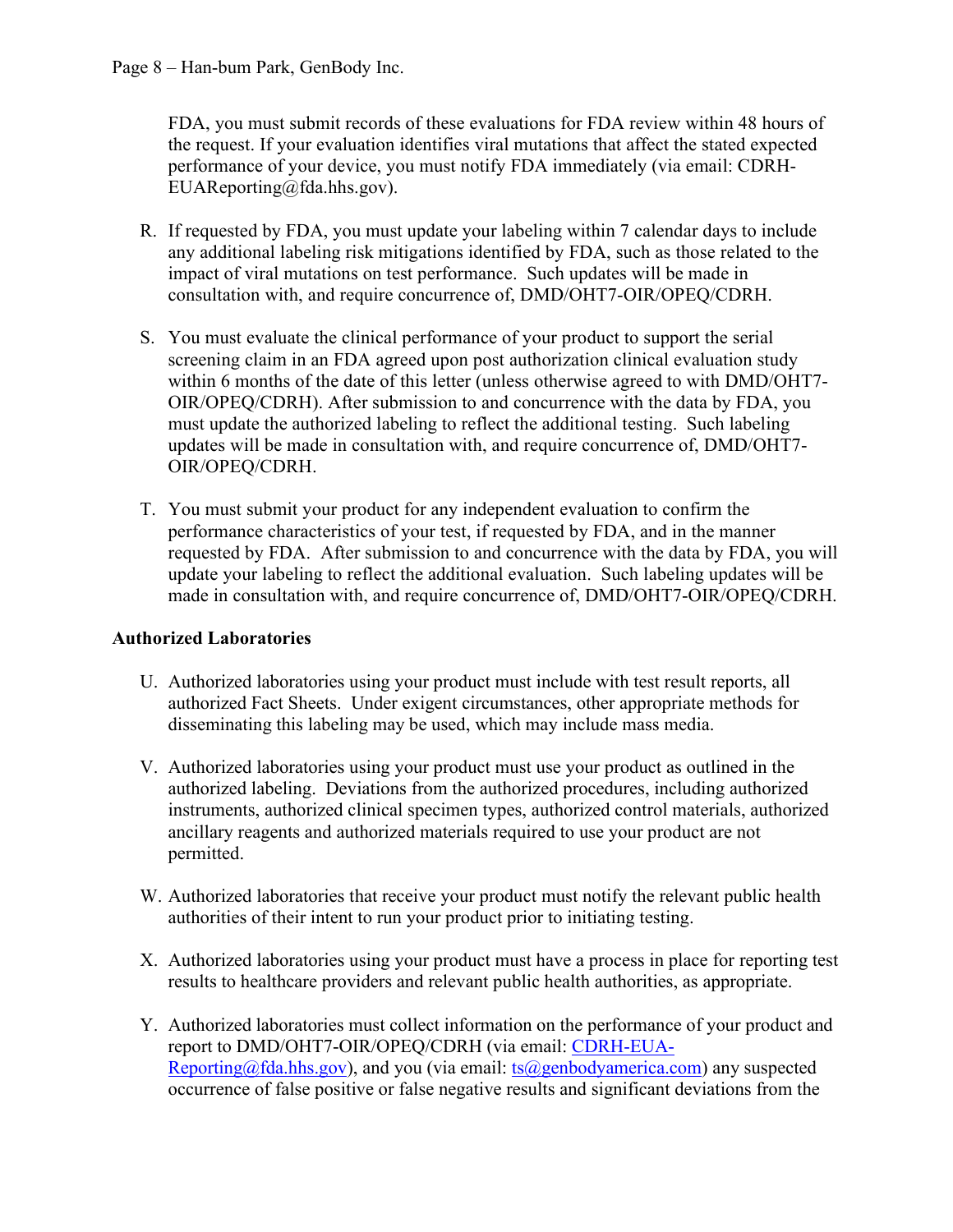FDA, you must submit records of these evaluations for FDA review within 48 hours of the request. If your evaluation identifies viral mutations that affect the stated expected performance of your device, you must notify FDA immediately (via email: CDRH-EUAReporting@fda.hhs.gov).

R. If requested by FDA, you must update your labeling within 7 calendar days to include any additional labeling risk mitigations identified by FDA, such as those related to the impact of viral mutations on test performance. Such updates will be made in consultation with, and require concurrence of, DMD/OHT7-OIR/OPEQ/CDRH.

S. You must evaluate the clinical performance of your product to support the serial screening claim in an FDA agreed upon post authorization clinical evaluation study within 6 months of the date of this letter (unless otherwise agreed to with DMD/OHT7-OIR/OPEQ/CDRH). After submission to and concurrence with the data by FDA, you must update the authorized labeling to reflect the additional testing. Such labeling updates will be made in consultation with, and require concurrence of, DMD/OHT7-OIR/OPEQ/CDRH.

T. You must submit your product for any independent evaluation to confirm the performance characteristics of your test, if requested by FDA, and in the manner requested by FDA. After submission to and concurrence with the data by FDA, you will update your labeling to reflect the additional evaluation. Such labeling updates will be made in consultation with, and require concurrence of, DMD/OHT7-OIR/OPEQ/CDRH.

**Authorized Laboratories**

U. Authorized laboratories using your product must include with test result reports, all authorized Fact Sheets. Under exigent circumstances, other appropriate methods for disseminating this labeling may be used, which may include mass media.

V. Authorized laboratories using your product must use your product as outlined in the authorized labeling. Deviations from the authorized procedures, including authorized instruments, authorized clinical specimen types, authorized control materials, authorized ancillary reagents and authorized materials required to use your product are not permitted.

W. Authorized laboratories that receive your product must notify the relevant public health authorities of their intent to run your product prior to initiating testing.

X. Authorized laboratories using your product must have a process in place for reporting test results to healthcare providers and relevant public health authorities, as appropriate.

Y. Authorized laboratories must collect information on the performance of your product and report to DMD/OHT7-OIR/OPEQ/CDRH (via email: CDRH-EUA-Reporting@fda.hhs.gov), and you (via email: ts@genbodyamerica.com) any suspected occurrence of false positive or false negative results and significant deviations from the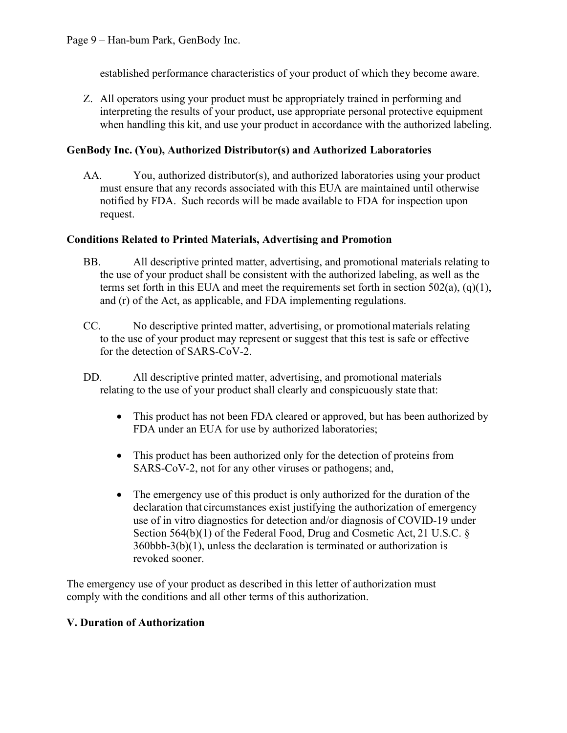established performance characteristics of your product of which they become aware.

Z. All operators using your product must be appropriately trained in performing and interpreting the results of your product, use appropriate personal protective equipment when handling this kit, and use your product in accordance with the authorized labeling.

**GenBody Inc. (You), Authorized Distributor(s) and Authorized Laboratories**

AA. You, authorized distributor(s), and authorized laboratories using your product must ensure that any records associated with this EUA are maintained until otherwise notified by FDA. Such records will be made available to FDA for inspection upon request.

**Conditions Related to Printed Materials, Advertising and Promotion**

BB. All descriptive printed matter, advertising, and promotional materials relating to the use of your product shall be consistent with the authorized labeling, as well as the terms set forth in this EUA and meet the requirements set forth in section 502(a), (q)(1), and (r) of the Act, as applicable, and FDA implementing regulations.

CC. No descriptive printed matter, advertising, or promotional materials relating to the use of your product may represent or suggest that this test is safe or effective for the detection of SARS-CoV-2.

DD. All descriptive printed matter, advertising, and promotional materials relating to the use of your product shall clearly and conspicuously state that:

- This product has not been FDA cleared or approved, but has been authorized by FDA under an EUA for use by authorized laboratories;
- This product has been authorized only for the detection of proteins from SARS-CoV-2, not for any other viruses or pathogens; and,
- The emergency use of this product is only authorized for the duration of the declaration that circumstances exist justifying the authorization of emergency use of in vitro diagnostics for detection and/or diagnosis of COVID-19 under Section 564(b)(1) of the Federal Food, Drug and Cosmetic Act, 21 U.S.C. § 360bbb-3(b)(1), unless the declaration is terminated or authorization is revoked sooner.

The emergency use of your product as described in this letter of authorization must comply with the conditions and all other terms of this authorization.

## V. Duration of Authorization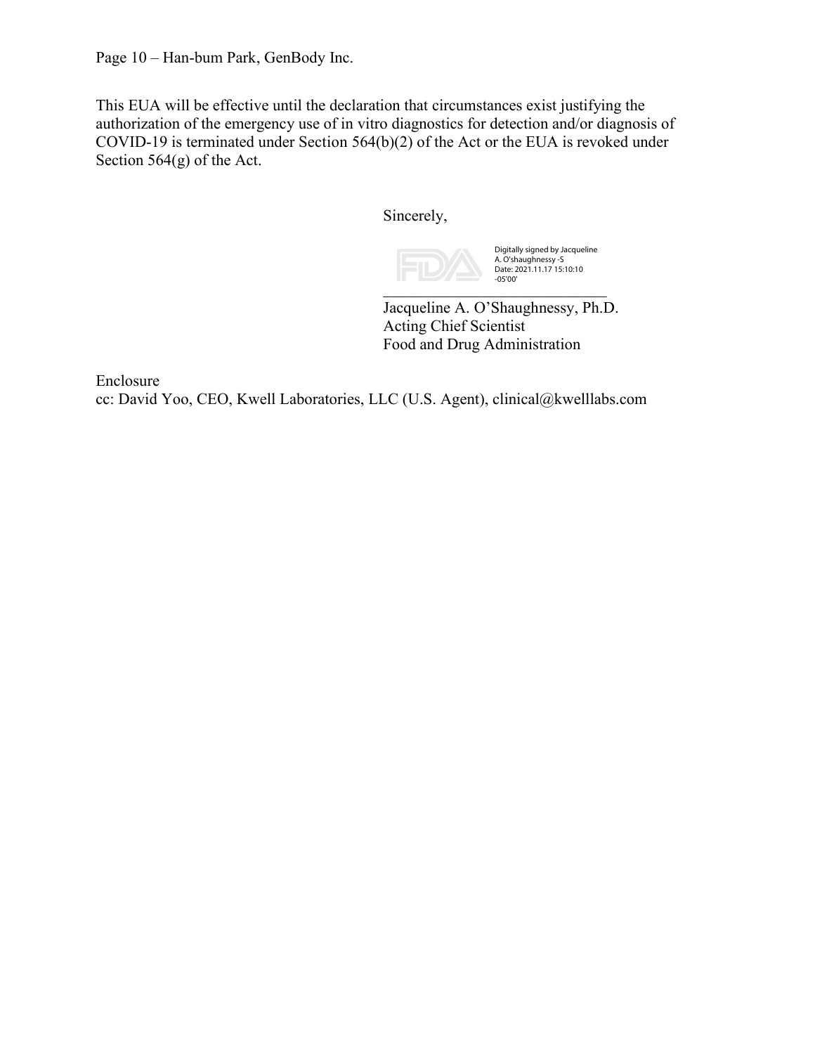This EUA will be effective until the declaration that circumstances exist justifying the authorization of the emergency use of in vitro diagnostics for detection and/or diagnosis of COVID-19 is terminated under Section 564(b)(2) of the Act or the EUA is revoked under Section 564(g) of the Act.

Sincerely,

Digitally signed by Jacqueline A. O'shaughnessy -S
Date: 2021.11.17 15:10:10 -05'00'

\_\_\_\_\_\_\_\_\_\_\_\_\_\_\_\_\_\_\_\_\_\_\_\_\_\_\_\_\_\_

Jacqueline A. O'Shaughnessy, Ph.D.
Acting Chief Scientist
Food and Drug Administration

Enclosure

cc: David Yoo, CEO, Kwell Laboratories, LLC (U.S. Agent), clinical@kwelllabs.com